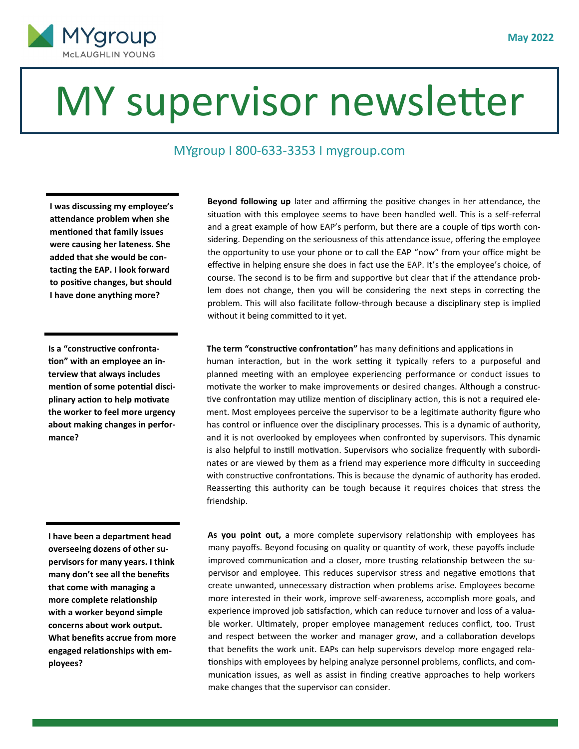MYgroup McLAUGHLIN YOUNG

May 2022

# MY supervisor newsletter

MYgroup I 800-633-3353 I mygroup.com

**I was discussing my employee's attendance problem when she mentioned that family issues were causing her lateness. She added that she would be contacting the EAP. I look forward to positive changes, but should I have done anything more?**

**Beyond following up** later and affirming the positive changes in her attendance, the situation with this employee seems to have been handled well. This is a self-referral and a great example of how EAP's perform, but there are a couple of tips worth considering. Depending on the seriousness of this attendance issue, offering the employee the opportunity to use your phone or to call the EAP "now" from your office might be effective in helping ensure she does in fact use the EAP. It's the employee's choice, of course. The second is to be firm and supportive but clear that if the attendance problem does not change, then you will be considering the next steps in correcting the problem. This will also facilitate follow-through because a disciplinary step is implied without it being committed to it yet.

**Is a "constructive confrontation" with an employee an interview that always includes mention of some potential disciplinary action to help motivate the worker to feel more urgency about making changes in performance?**

**The term "constructive confrontation"** has many definitions and applications in human interaction, but in the work setting it typically refers to a purposeful and planned meeting with an employee experiencing performance or conduct issues to motivate the worker to make improvements or desired changes. Although a constructive confrontation may utilize mention of disciplinary action, this is not a required element. Most employees perceive the supervisor to be a legitimate authority figure who has control or influence over the disciplinary processes. This is a dynamic of authority, and it is not overlooked by employees when confronted by supervisors. This dynamic is also helpful to instill motivation. Supervisors who socialize frequently with subordinates or are viewed by them as a friend may experience more difficulty in succeeding with constructive confrontations. This is because the dynamic of authority has eroded. Reasserting this authority can be tough because it requires choices that stress the friendship.

**I have been a department head overseeing dozens of other supervisors for many years. I think many don't see all the benefits that come with managing a more complete relationship with a worker beyond simple concerns about work output. What benefits accrue from more engaged relationships with employees?**

**As you point out,** a more complete supervisory relationship with employees has many payoffs. Beyond focusing on quality or quantity of work, these payoffs include improved communication and a closer, more trusting relationship between the supervisor and employee. This reduces supervisor stress and negative emotions that create unwanted, unnecessary distraction when problems arise. Employees become more interested in their work, improve self-awareness, accomplish more goals, and experience improved job satisfaction, which can reduce turnover and loss of a valuable worker. Ultimately, proper employee management reduces conflict, too. Trust and respect between the worker and manager grow, and a collaboration develops that benefits the work unit. EAPs can help supervisors develop more engaged relationships with employees by helping analyze personnel problems, conflicts, and communication issues, as well as assist in finding creative approaches to help workers make changes that the supervisor can consider.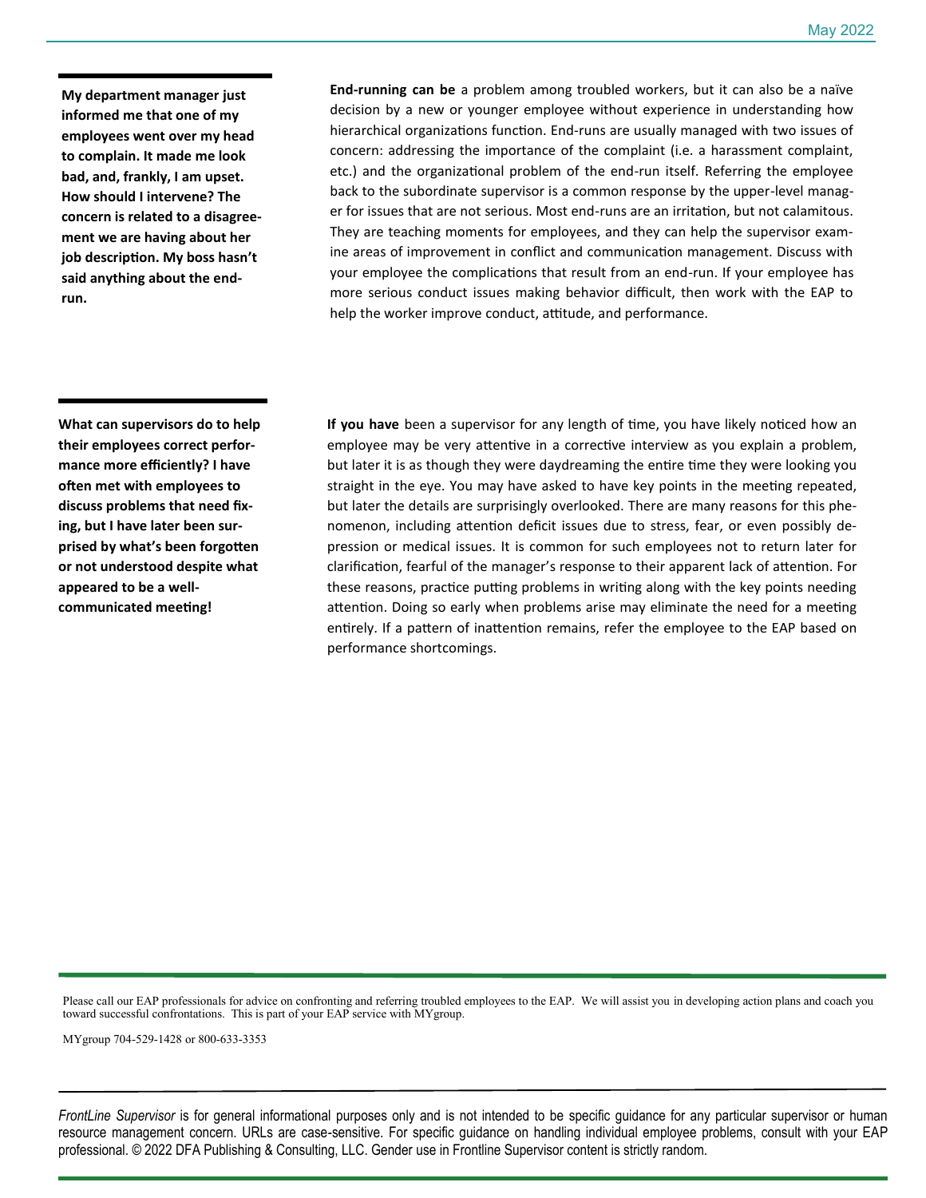**My department manager just informed me that one of my employees went over my head to complain. It made me look bad, and, frankly, I am upset. How should I intervene? The concern is related to a disagreement we are having about her job description. My boss hasn't said anything about the end-run.**

**End-running can be** a problem among troubled workers, but it can also be a naïve decision by a new or younger employee without experience in understanding how hierarchical organizations function. End-runs are usually managed with two issues of concern: addressing the importance of the complaint (i.e. a harassment complaint, etc.) and the organizational problem of the end-run itself. Referring the employee back to the subordinate supervisor is a common response by the upper-level manager for issues that are not serious. Most end-runs are an irritation, but not calamitous. They are teaching moments for employees, and they can help the supervisor examine areas of improvement in conflict and communication management. Discuss with your employee the complications that result from an end-run. If your employee has more serious conduct issues making behavior difficult, then work with the EAP to help the worker improve conduct, attitude, and performance.

**What can supervisors do to help their employees correct performance more efficiently? I have often met with employees to discuss problems that need fixing, but I have later been surprised by what's been forgotten or not understood despite what appeared to be a well-communicated meeting!**

**If you have** been a supervisor for any length of time, you have likely noticed how an employee may be very attentive in a corrective interview as you explain a problem, but later it is as though they were daydreaming the entire time they were looking you straight in the eye. You may have asked to have key points in the meeting repeated, but later the details are surprisingly overlooked. There are many reasons for this phenomenon, including attention deficit issues due to stress, fear, or even possibly depression or medical issues. It is common for such employees not to return later for clarification, fearful of the manager's response to their apparent lack of attention. For these reasons, practice putting problems in writing along with the key points needing attention. Doing so early when problems arise may eliminate the need for a meeting entirely. If a pattern of inattention remains, refer the employee to the EAP based on performance shortcomings.

Please call our EAP professionals for advice on confronting and referring troubled employees to the EAP. We will assist you in developing action plans and coach you toward successful confrontations. This is part of your EAP service with MYgroup.

MYgroup 704-529-1428 or 800-633-3353

*FrontLine Supervisor* is for general informational purposes only and is not intended to be specific guidance for any particular supervisor or human resource management concern. URLs are case-sensitive. For specific guidance on handling individual employee problems, consult with your EAP professional. © 2022 DFA Publishing & Consulting, LLC. Gender use in Frontline Supervisor content is strictly random.